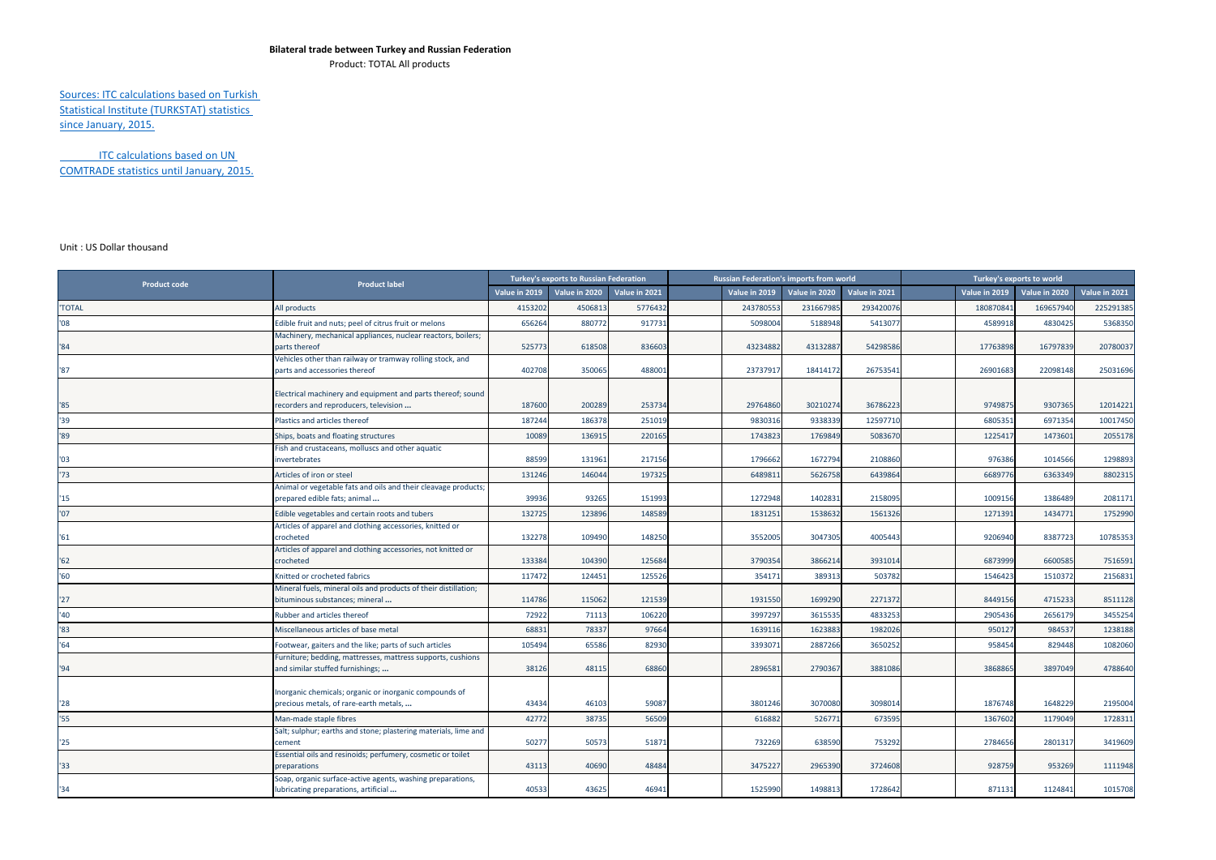**Bilateral trade between Turkey and Russian Federation**

Product: TOTAL All products

Sources: ITC calculations based on Turkish Statistical Institute (TURKSTAT) statistics since January, 2015.

ITC calculations based on UN COMTRADE statistics until January, 2015.

Unit : US Dollar thousand

| Product code | Product label | Turkey's exports to Russian Federation | | | Russian Federation's imports from world | | | Turkey's exports to world | | |
|---|---|---|---|---|---|---|---|---|---|---|
| | | Value in 2019 | Value in 2020 | Value in 2021 | Value in 2019 | Value in 2020 | Value in 2021 | Value in 2019 | Value in 2020 | Value in 2021 |
| 'TOTAL | All products | 4153202 | 4506813 | 5776432 | 243780553 | 231667985 | 293420076 | 180870841 | 169657940 | 225291385 |
| '08 | Edible fruit and nuts; peel of citrus fruit or melons | 656264 | 880772 | 917731 | 5098004 | 5188948 | 5413077 | 4589918 | 4830425 | 5368350 |
| '84 | Machinery, mechanical appliances, nuclear reactors, boilers; parts thereof | 525773 | 618508 | 836603 | 43234882 | 43132887 | 54298586 | 17763898 | 16797839 | 20780037 |
| '87 | Vehicles other than railway or tramway rolling stock, and parts and accessories thereof | 402708 | 350065 | 488001 | 23737917 | 18414172 | 26753541 | 26901683 | 22098148 | 25031696 |
| '85 | Electrical machinery and equipment and parts thereof; sound recorders and reproducers, television ... | 187600 | 200289 | 253734 | 29764860 | 30210274 | 36786223 | 9749875 | 9307365 | 12014221 |
| '39 | Plastics and articles thereof | 187244 | 186378 | 251019 | 9830316 | 9338339 | 12597710 | 6805351 | 6971354 | 10017450 |
| '89 | Ships, boats and floating structures | 10089 | 136915 | 220165 | 1743823 | 1769849 | 5083670 | 1225417 | 1473601 | 2055178 |
| '03 | Fish and crustaceans, molluscs and other aquatic invertebrates | 88599 | 131961 | 217156 | 1796662 | 1672794 | 2108860 | 976386 | 1014566 | 1298893 |
| '73 | Articles of iron or steel | 131246 | 146044 | 197325 | 6489811 | 5626758 | 6439864 | 6689776 | 6363349 | 8802315 |
| '15 | Animal or vegetable fats and oils and their cleavage products; prepared edible fats; animal ... | 39936 | 93265 | 151993 | 1272948 | 1402831 | 2158095 | 1009156 | 1386489 | 2081171 |
| '07 | Edible vegetables and certain roots and tubers | 132725 | 123896 | 148589 | 1831251 | 1538632 | 1561326 | 1271391 | 1434771 | 1752990 |
| '61 | Articles of apparel and clothing accessories, knitted or crocheted | 132278 | 109490 | 148250 | 3552005 | 3047305 | 4005443 | 9206940 | 8387723 | 10785353 |
| '62 | Articles of apparel and clothing accessories, not knitted or crocheted | 133384 | 104390 | 125684 | 3790354 | 3866214 | 3931014 | 6873999 | 6600585 | 7516591 |
| '60 | Knitted or crocheted fabrics | 117472 | 124451 | 125526 | 354171 | 389313 | 503782 | 1546423 | 1510372 | 2156831 |
| '27 | Mineral fuels, mineral oils and products of their distillation; bituminous substances; mineral ... | 114786 | 115062 | 121539 | 1931550 | 1699290 | 2271372 | 8449156 | 4715233 | 8511128 |
| '40 | Rubber and articles thereof | 72922 | 71113 | 106220 | 3997297 | 3615535 | 4833253 | 2905436 | 2656179 | 3455254 |
| '83 | Miscellaneous articles of base metal | 68831 | 78337 | 97664 | 1639116 | 1623883 | 1982026 | 950127 | 984537 | 1238188 |
| '64 | Footwear, gaiters and the like; parts of such articles | 105494 | 65586 | 82930 | 3393071 | 2887266 | 3650252 | 958454 | 829448 | 1082060 |
| '94 | Furniture; bedding, mattresses, mattress supports, cushions and similar stuffed furnishings; ... | 38126 | 48115 | 68860 | 2896581 | 2790367 | 3881086 | 3868865 | 3897049 | 4788640 |
| '28 | Inorganic chemicals; organic or inorganic compounds of precious metals, of rare-earth metals, ... | 43434 | 46103 | 59087 | 3801246 | 3070080 | 3098014 | 1876748 | 1648229 | 2195004 |
| '55 | Man-made staple fibres | 42772 | 38735 | 56509 | 616882 | 526771 | 673595 | 1367602 | 1179049 | 1728311 |
| '25 | Salt; sulphur; earths and stone; plastering materials, lime and cement | 50277 | 50573 | 51871 | 732269 | 638590 | 753292 | 2784656 | 2801317 | 3419609 |
| '33 | Essential oils and resinoids; perfumery, cosmetic or toilet preparations | 43113 | 40690 | 48484 | 3475227 | 2965390 | 3724608 | 928759 | 953269 | 1111948 |
| '34 | Soap, organic surface-active agents, washing preparations, lubricating preparations, artificial ... | 40533 | 43625 | 46941 | 1525990 | 1498813 | 1728642 | 871131 | 1124841 | 1015708 |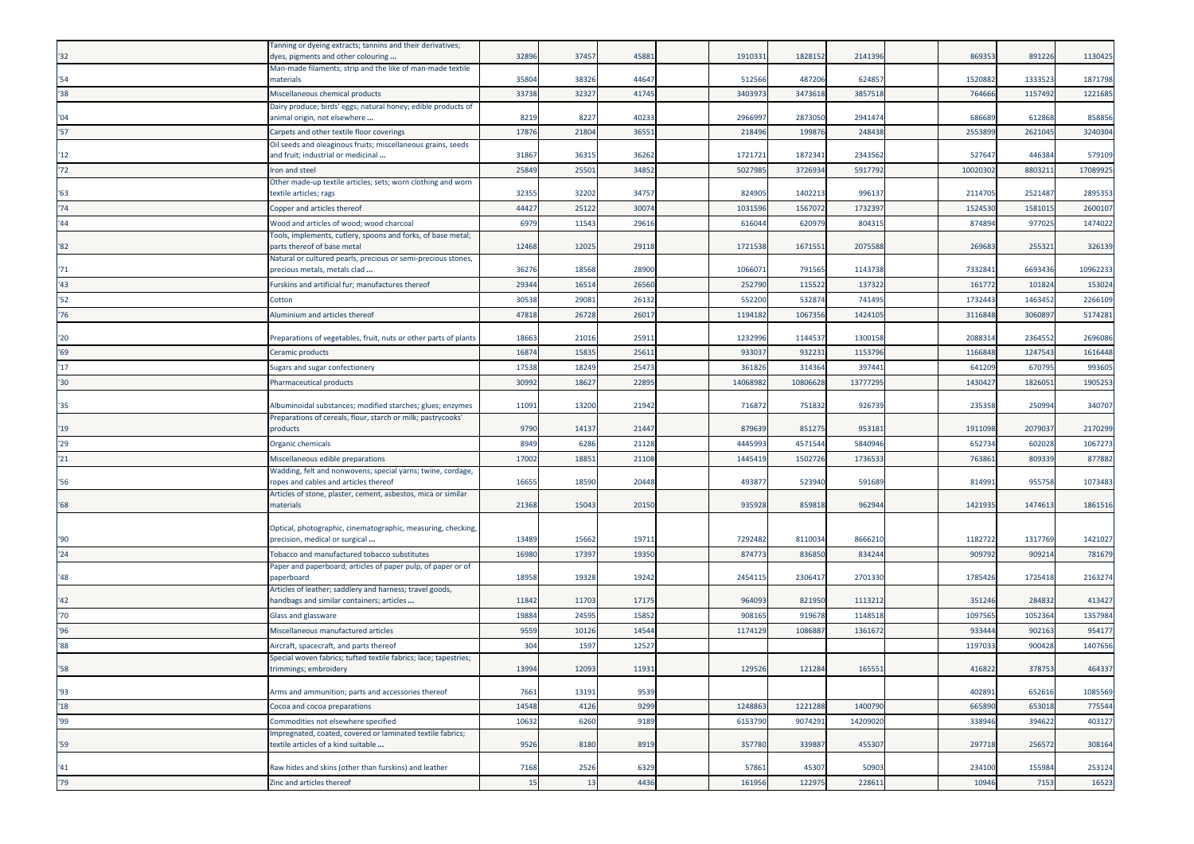| | | | | | | | | | | | | | |
|---|---|---|---|---|---|---|---|---|---|---|---|---|---|
| '32 | Tanning or dyeing extracts; tannins and their derivatives; dyes, pigments and other colouring ... | 32896 | 37457 | 45881 | | 1910331 | 1828152 | 2141396 | | 869353 | 891226 | 1130425 |
| '54 | Man-made filaments; strip and the like of man-made textile materials | 35804 | 38326 | 44647 | | 512566 | 487206 | 624857 | | 1520882 | 1333523 | 1871798 |
| '38 | Miscellaneous chemical products | 33738 | 32327 | 41745 | | 3403973 | 3473618 | 3857518 | | 764666 | 1157492 | 1221685 |
| '04 | Dairy produce; birds' eggs; natural honey; edible products of animal origin, not elsewhere ... | 8219 | 8227 | 40233 | | 2966997 | 2873050 | 2941474 | | 686689 | 612868 | 858856 |
| '57 | Carpets and other textile floor coverings | 17876 | 21804 | 36551 | | 218496 | 199876 | 248438 | | 2553899 | 2621045 | 3240304 |
| '12 | Oil seeds and oleaginous fruits; miscellaneous grains, seeds and fruit; industrial or medicinal ... | 31867 | 36315 | 36262 | | 1721721 | 1872341 | 2343562 | | 527647 | 446384 | 579109 |
| '72 | Iron and steel | 25849 | 25501 | 34852 | | 5027985 | 3726934 | 5917792 | | 10020302 | 8803211 | 17089925 |
| '63 | Other made-up textile articles; sets; worn clothing and worn textile articles; rags | 32355 | 32202 | 34757 | | 824905 | 1402213 | 996137 | | 2114705 | 2521487 | 2895353 |
| '74 | Copper and articles thereof | 44427 | 25122 | 30074 | | 1031596 | 1567072 | 1732397 | | 1524530 | 1581015 | 2600107 |
| '44 | Wood and articles of wood; wood charcoal | 6979 | 11543 | 29616 | | 616044 | 620979 | 804315 | | 874894 | 977025 | 1474022 |
| '82 | Tools, implements, cutlery, spoons and forks, of base metal; parts thereof of base metal | 12468 | 12025 | 29118 | | 1721538 | 1671551 | 2075588 | | 269683 | 255321 | 326139 |
| '71 | Natural or cultured pearls, precious or semi-precious stones, precious metals, metals clad ... | 36276 | 18568 | 28900 | | 1066071 | 791565 | 1143738 | | 7332841 | 6693436 | 10962233 |
| '43 | Furskins and artificial fur; manufactures thereof | 29344 | 16514 | 26560 | | 252790 | 115522 | 137322 | | 161772 | 101824 | 153024 |
| '52 | Cotton | 30538 | 29081 | 26132 | | 552200 | 532874 | 741495 | | 1732443 | 1463452 | 2266109 |
| '76 | Aluminium and articles thereof | 47818 | 26728 | 26017 | | 1194182 | 1067356 | 1424105 | | 3116848 | 3060897 | 5174281 |
| '20 | Preparations of vegetables, fruit, nuts or other parts of plants | 18663 | 21016 | 25911 | | 1232996 | 1144537 | 1300158 | | 2088314 | 2364552 | 2696086 |
| '69 | Ceramic products | 16874 | 15835 | 25611 | | 933037 | 932231 | 1153796 | | 1166848 | 1247543 | 1616448 |
| '17 | Sugars and sugar confectionery | 17538 | 18249 | 25473 | | 361826 | 314364 | 397441 | | 641209 | 670795 | 993605 |
| '30 | Pharmaceutical products | 30992 | 18627 | 22895 | | 14068982 | 10806628 | 13777295 | | 1430427 | 1826051 | 1905253 |
| '35 | Albuminoidal substances; modified starches; glues; enzymes | 11091 | 13200 | 21942 | | 716872 | 751832 | 926739 | | 235358 | 250994 | 340707 |
| '19 | Preparations of cereals, flour, starch or milk; pastrycooks' products | 9790 | 14137 | 21447 | | 879639 | 851275 | 953181 | | 1911098 | 2079037 | 2170299 |
| '29 | Organic chemicals | 8949 | 6286 | 21128 | | 4445993 | 4571544 | 5840946 | | 652734 | 602028 | 1067273 |
| '21 | Miscellaneous edible preparations | 17002 | 18851 | 21108 | | 1445419 | 1502726 | 1736533 | | 763861 | 809339 | 877882 |
| '56 | Wadding, felt and nonwovens; special yarns; twine, cordage, ropes and cables and articles thereof | 16655 | 18590 | 20448 | | 493877 | 523940 | 591689 | | 814991 | 955758 | 1073483 |
| '68 | Articles of stone, plaster, cement, asbestos, mica or similar materials | 21368 | 15043 | 20150 | | 935928 | 859818 | 962944 | | 1421935 | 1474613 | 1861516 |
| '90 | Optical, photographic, cinematographic, measuring, checking, precision, medical or surgical ... | 13489 | 15662 | 19711 | | 7292482 | 8110034 | 8666210 | | 1182722 | 1317769 | 1421027 |
| '24 | Tobacco and manufactured tobacco substitutes | 16980 | 17397 | 19350 | | 874773 | 836850 | 834244 | | 909792 | 909214 | 781679 |
| '48 | Paper and paperboard; articles of paper pulp, of paper or of paperboard | 18958 | 19328 | 19242 | | 2454115 | 2306417 | 2701330 | | 1785426 | 1725418 | 2163274 |
| '42 | Articles of leather; saddlery and harness; travel goods, handbags and similar containers; articles ... | 11842 | 11703 | 17175 | | 964093 | 821950 | 1113212 | | 351246 | 284832 | 413427 |
| '70 | Glass and glassware | 19884 | 24595 | 15852 | | 908165 | 919678 | 1148518 | | 1097565 | 1052364 | 1357984 |
| '96 | Miscellaneous manufactured articles | 9559 | 10126 | 14544 | | 1174129 | 1086887 | 1361672 | | 933444 | 902163 | 954177 |
| '88 | Aircraft, spacecraft, and parts thereof | 304 | 1597 | 12527 | | | | | | 1197033 | 900428 | 1407656 |
| '58 | Special woven fabrics; tufted textile fabrics; lace; tapestries; trimmings; embroidery | 13994 | 12093 | 11931 | | 129526 | 121284 | 165551 | | 416822 | 378753 | 464337 |
| '93 | Arms and ammunition; parts and accessories thereof | 7661 | 13191 | 9539 | | | | | | 402891 | 652616 | 1085569 |
| '18 | Cocoa and cocoa preparations | 14548 | 4126 | 9299 | | 1248863 | 1221288 | 1400790 | | 665890 | 653018 | 775544 |
| '99 | Commodities not elsewhere specified | 10632 | 6260 | 9189 | | 6153790 | 9074291 | 14209020 | | 338946 | 394622 | 403127 |
| '59 | Impregnated, coated, covered or laminated textile fabrics; textile articles of a kind suitable ... | 9526 | 8180 | 8919 | | 357780 | 339887 | 455307 | | 297718 | 256572 | 308164 |
| '41 | Raw hides and skins (other than furskins) and leather | 7168 | 2526 | 6329 | | 57861 | 45307 | 50903 | | 234100 | 155984 | 253124 |
| '79 | Zinc and articles thereof | 15 | 13 | 4436 | | 161956 | 122975 | 228611 | | 10946 | 7153 | 16523 |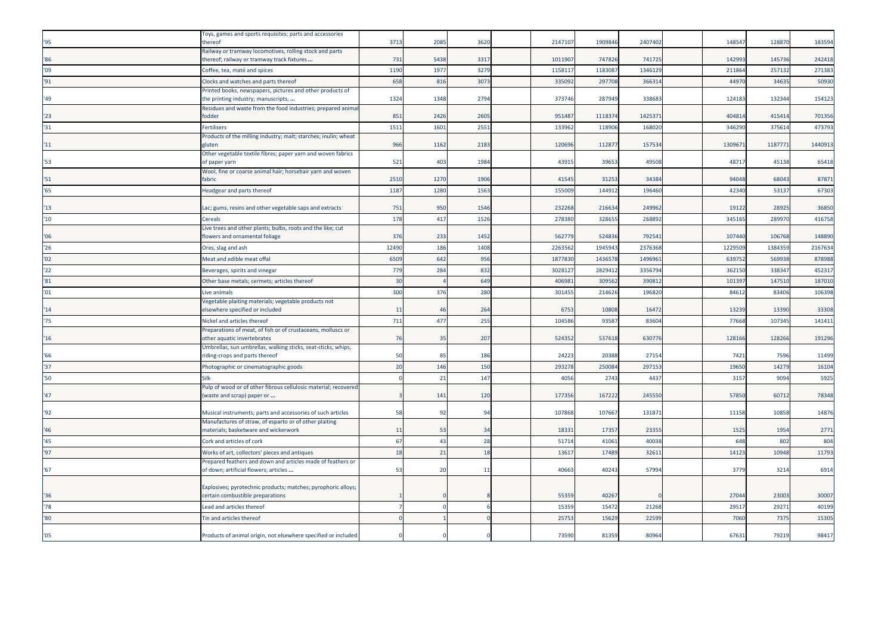| | | | | | | | | | | | | | |
|---|---|---|---|---|---|---|---|---|---|---|---|---|---|
| '95 | Toys, games and sports requisites; parts and accessories thereof | 3713 | 2085 | 3620 | | 2147107 | 1909846 | 2407402 | | 148547 | 128870 | 183594 |
| '86 | Railway or tramway locomotives, rolling stock and parts thereof; railway or tramway track fixtures ... | 731 | 5438 | 3317 | | 1011907 | 747826 | 741725 | | 142993 | 145736 | 242418 |
| '09 | Coffee, tea, maté and spices | 1190 | 1977 | 3279 | | 1158117 | 1183087 | 1346129 | | 211864 | 257132 | 271383 |
| '91 | Clocks and watches and parts thereof | 658 | 816 | 3073 | | 335092 | 297708 | 366314 | | 44970 | 34635 | 50930 |
| '49 | Printed books, newspapers, pictures and other products of the printing industry; manuscripts, ... | 1324 | 1348 | 2794 | | 373746 | 287949 | 338683 | | 124183 | 132344 | 154123 |
| '23 | Residues and waste from the food industries; prepared animal fodder | 851 | 2426 | 2605 | | 951487 | 1118374 | 1425371 | | 404814 | 415414 | 701356 |
| '31 | Fertilisers | 1511 | 1601 | 2551 | | 133962 | 118906 | 168020 | | 346290 | 375614 | 473793 |
| '11 | Products of the milling industry; malt; starches; inulin; wheat gluten | 966 | 1162 | 2183 | | 120696 | 112877 | 157534 | | 1309671 | 1187771 | 1440913 |
| '53 | Other vegetable textile fibres; paper yarn and woven fabrics of paper yarn | 521 | 403 | 1984 | | 43915 | 39653 | 49508 | | 48717 | 45138 | 65418 |
| '51 | Wool, fine or coarse animal hair; horsehair yarn and woven fabric | 2510 | 1270 | 1906 | | 41545 | 31253 | 34384 | | 94048 | 68043 | 87871 |
| '65 | Headgear and parts thereof | 1187 | 1280 | 1563 | | 155009 | 144912 | 196460 | | 42340 | 53137 | 67303 |
| '13 | Lac; gums, resins and other vegetable saps and extracts | 751 | 950 | 1546 | | 232268 | 216634 | 249962 | | 19122 | 28925 | 36850 |
| '10 | Cereals | 178 | 417 | 1526 | | 278380 | 328655 | 268892 | | 345165 | 289970 | 416758 |
| '06 | Live trees and other plants; bulbs, roots and the like; cut flowers and ornamental foliage | 376 | 233 | 1452 | | 562779 | 524836 | 792541 | | 107440 | 106768 | 148890 |
| '26 | Ores, slag and ash | 12490 | 186 | 1408 | | 2263562 | 1945943 | 2376368 | | 1229509 | 1384359 | 2167634 |
| '02 | Meat and edible meat offal | 6509 | 642 | 956 | | 1877830 | 1436578 | 1496961 | | 639752 | 569938 | 878988 |
| '22 | Beverages, spirits and vinegar | 779 | 284 | 832 | | 3028127 | 2829412 | 3356794 | | 362150 | 338347 | 452317 |
| '81 | Other base metals; cermets; articles thereof | 30 | 4 | 649 | | 406981 | 309562 | 390812 | | 101397 | 147510 | 187010 |
| '01 | Live animals | 300 | 376 | 280 | | 301455 | 214626 | 196820 | | 84612 | 83406 | 106398 |
| '14 | Vegetable plaiting materials; vegetable products not elsewhere specified or included | 11 | 46 | 264 | | 6753 | 10808 | 16472 | | 13239 | 13390 | 33308 |
| '75 | Nickel and articles thereof | 711 | 477 | 255 | | 104586 | 93587 | 83604 | | 77668 | 107345 | 141411 |
| '16 | Preparations of meat, of fish or of crustaceans, molluscs or other aquatic invertebrates | 76 | 35 | 207 | | 524352 | 537618 | 630776 | | 128166 | 128266 | 191296 |
| '66 | Umbrellas, sun umbrellas, walking sticks, seat-sticks, whips, riding-crops and parts thereof | 50 | 85 | 186 | | 24223 | 20388 | 27154 | | 7421 | 7596 | 11499 |
| '37 | Photographic or cinematographic goods | 20 | 146 | 150 | | 293278 | 250084 | 297153 | | 19650 | 14279 | 16104 |
| '50 | Silk | 0 | 21 | 147 | | 4056 | 2743 | 4437 | | 3157 | 9094 | 5925 |
| '47 | Pulp of wood or of other fibrous cellulosic material; recovered (waste and scrap) paper or ... | 3 | 141 | 120 | | 177356 | 167222 | 245550 | | 57850 | 60712 | 78348 |
| '92 | Musical instruments; parts and accessories of such articles | 58 | 92 | 94 | | 107868 | 107667 | 131871 | | 11158 | 10858 | 14876 |
| '46 | Manufactures of straw, of esparto or of other plaiting materials; basketware and wickerwork | 11 | 53 | 34 | | 18331 | 17357 | 23355 | | 1525 | 1954 | 2771 |
| '45 | Cork and articles of cork | 67 | 43 | 28 | | 51714 | 41061 | 40038 | | 648 | 802 | 804 |
| '97 | Works of art, collectors' pieces and antiques | 18 | 21 | 18 | | 13617 | 17489 | 32611 | | 14123 | 10948 | 11793 |
| '67 | Prepared feathers and down and articles made of feathers or of down; artificial flowers; articles ... | 53 | 20 | 11 | | 40663 | 40243 | 57994 | | 3779 | 3214 | 6914 |
| '36 | Explosives; pyrotechnic products; matches; pyrophoric alloys; certain combustible preparations | 1 | 0 | 8 | | 55359 | 40267 | 0 | | 27044 | 23003 | 30007 |
| '78 | Lead and articles thereof | 7 | 0 | 6 | | 15359 | 15472 | 21268 | | 29517 | 29271 | 40199 |
| '80 | Tin and articles thereof | 0 | 1 | 0 | | 25753 | 15629 | 22599 | | 7060 | 7375 | 15305 |
| '05 | Products of animal origin, not elsewhere specified or included | 0 | 0 | 0 | | 73590 | 81359 | 80964 | | 67631 | 79219 | 98417 |